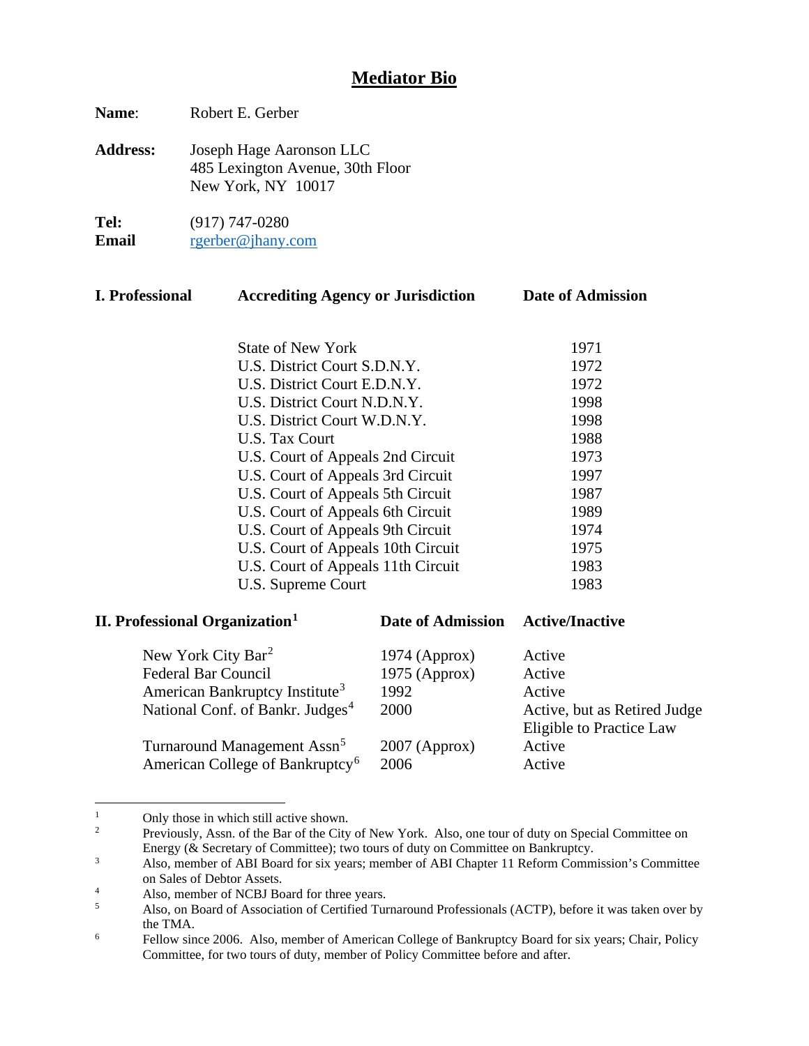# Mediator Bio

**Name**: Robert E. Gerber

**Address:** Joseph Hage Aaronson LLC
485 Lexington Avenue, 30th Floor
New York, NY 10017

**Tel:** (917) 747-0280
**Email** rgerber@jhany.com

| **I. Professional** | **Accrediting Agency or Jurisdiction** | **Date of Admission** |
|---|---|---|
| | State of New York | 1971 |
| | U.S. District Court S.D.N.Y. | 1972 |
| | U.S. District Court E.D.N.Y. | 1972 |
| | U.S. District Court N.D.N.Y. | 1998 |
| | U.S. District Court W.D.N.Y. | 1998 |
| | U.S. Tax Court | 1988 |
| | U.S. Court of Appeals 2nd Circuit | 1973 |
| | U.S. Court of Appeals 3rd Circuit | 1997 |
| | U.S. Court of Appeals 5th Circuit | 1987 |
| | U.S. Court of Appeals 6th Circuit | 1989 |
| | U.S. Court of Appeals 9th Circuit | 1974 |
| | U.S. Court of Appeals 10th Circuit | 1975 |
| | U.S. Court of Appeals 11th Circuit | 1983 |
| | U.S. Supreme Court | 1983 |

| **II. Professional Organization**[1] | **Date of Admission** | **Active/Inactive** |
|---|---|---|
| New York City Bar[2] | 1974 (Approx) | Active |
| Federal Bar Council | 1975 (Approx) | Active |
| American Bankruptcy Institute[3] | 1992 | Active |
| National Conf. of Bankr. Judges[4] | 2000 | Active, but as Retired Judge Eligible to Practice Law |
| Turnaround Management Assn[5] | 2007 (Approx) | Active |
| American College of Bankruptcy[6] | 2006 | Active |

---

[1] Only those in which still active shown.

[2] Previously, Assn. of the Bar of the City of New York. Also, one tour of duty on Special Committee on Energy (& Secretary of Committee); two tours of duty on Committee on Bankruptcy.

[3] Also, member of ABI Board for six years; member of ABI Chapter 11 Reform Commission's Committee on Sales of Debtor Assets.

[4] Also, member of NCBJ Board for three years.

[5] Also, on Board of Association of Certified Turnaround Professionals (ACTP), before it was taken over by the TMA.

[6] Fellow since 2006. Also, member of American College of Bankruptcy Board for six years; Chair, Policy Committee, for two tours of duty, member of Policy Committee before and after.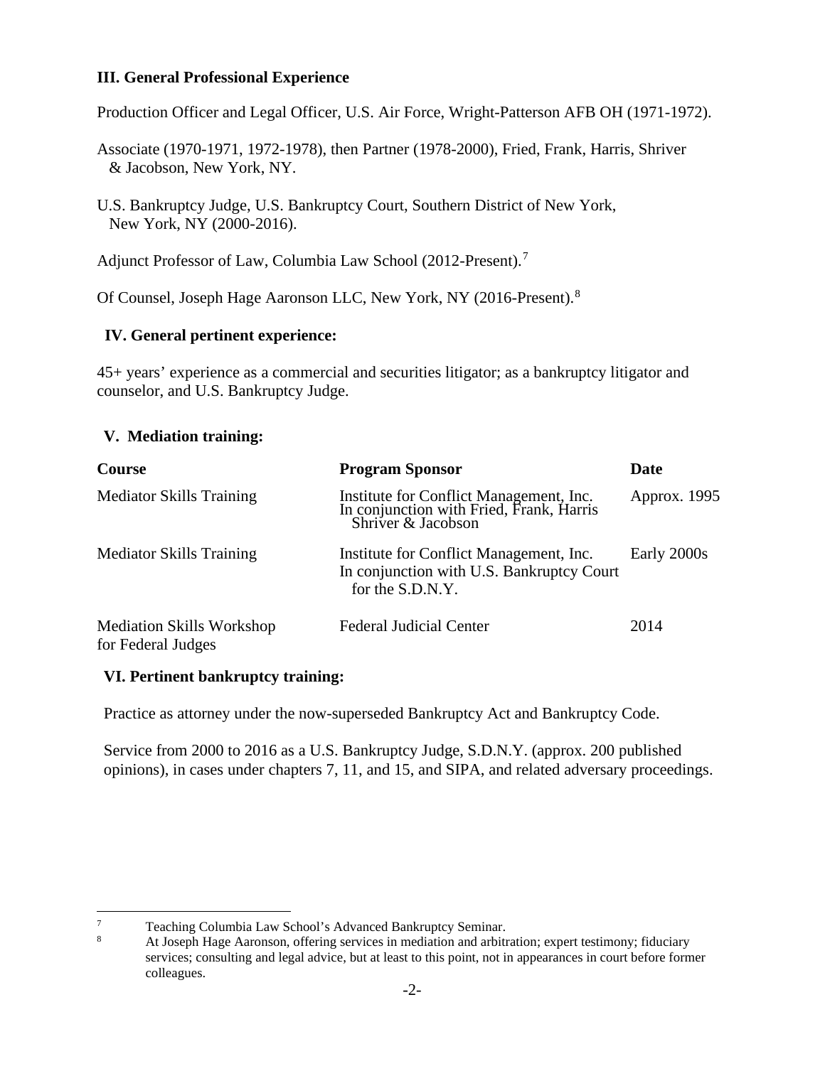**III. General Professional Experience**

Production Officer and Legal Officer, U.S. Air Force, Wright-Patterson AFB OH (1971-1972).

Associate (1970-1971, 1972-1978), then Partner (1978-2000), Fried, Frank, Harris, Shriver & Jacobson, New York, NY.

U.S. Bankruptcy Judge, U.S. Bankruptcy Court, Southern District of New York, New York, NY (2000-2016).

Adjunct Professor of Law, Columbia Law School (2012-Present).[7]

Of Counsel, Joseph Hage Aaronson LLC, New York, NY (2016-Present).[8]

**IV. General pertinent experience:**

45+ years' experience as a commercial and securities litigator; as a bankruptcy litigator and counselor, and U.S. Bankruptcy Judge.

**V. Mediation training:**

| Course | Program Sponsor | Date |
|---|---|---|
| Mediator Skills Training | Institute for Conflict Management, Inc. In conjunction with Fried, Frank, Harris Shriver & Jacobson | Approx. 1995 |
| Mediator Skills Training | Institute for Conflict Management, Inc. In conjunction with U.S. Bankruptcy Court for the S.D.N.Y. | Early 2000s |
| Mediation Skills Workshop for Federal Judges | Federal Judicial Center | 2014 |

**VI. Pertinent bankruptcy training:**

Practice as attorney under the now-superseded Bankruptcy Act and Bankruptcy Code.

Service from 2000 to 2016 as a U.S. Bankruptcy Judge, S.D.N.Y. (approx. 200 published opinions), in cases under chapters 7, 11, and 15, and SIPA, and related adversary proceedings.

---

[7] Teaching Columbia Law School's Advanced Bankruptcy Seminar.

[8] At Joseph Hage Aaronson, offering services in mediation and arbitration; expert testimony; fiduciary services; consulting and legal advice, but at least to this point, not in appearances in court before former colleagues.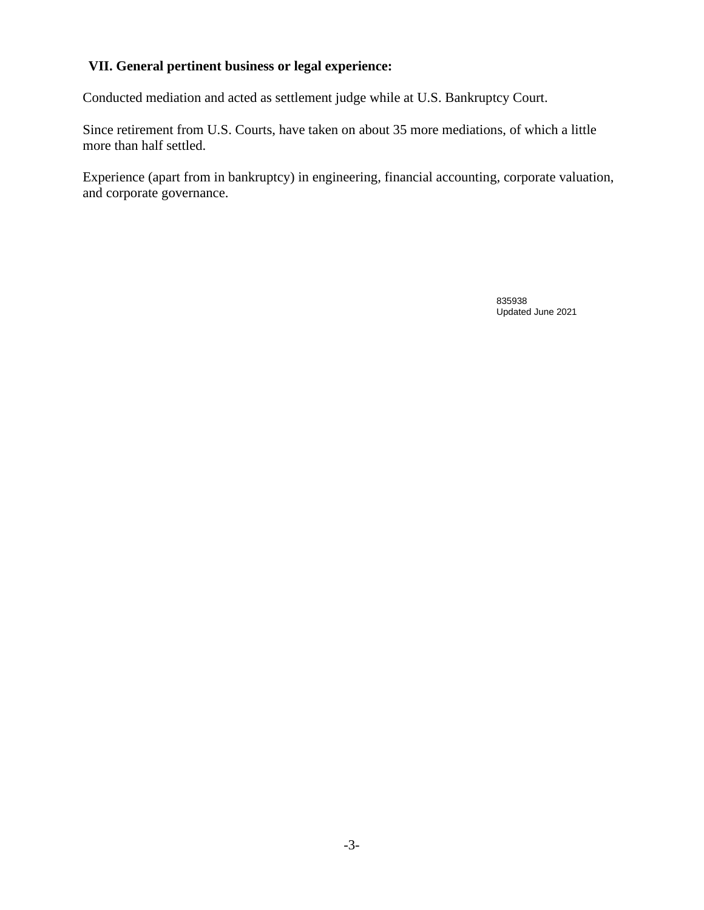## VII. General pertinent business or legal experience:

Conducted mediation and acted as settlement judge while at U.S. Bankruptcy Court.

Since retirement from U.S. Courts, have taken on about 35 more mediations, of which a little more than half settled.

Experience (apart from in bankruptcy) in engineering, financial accounting, corporate valuation, and corporate governance.

835938
Updated June 2021